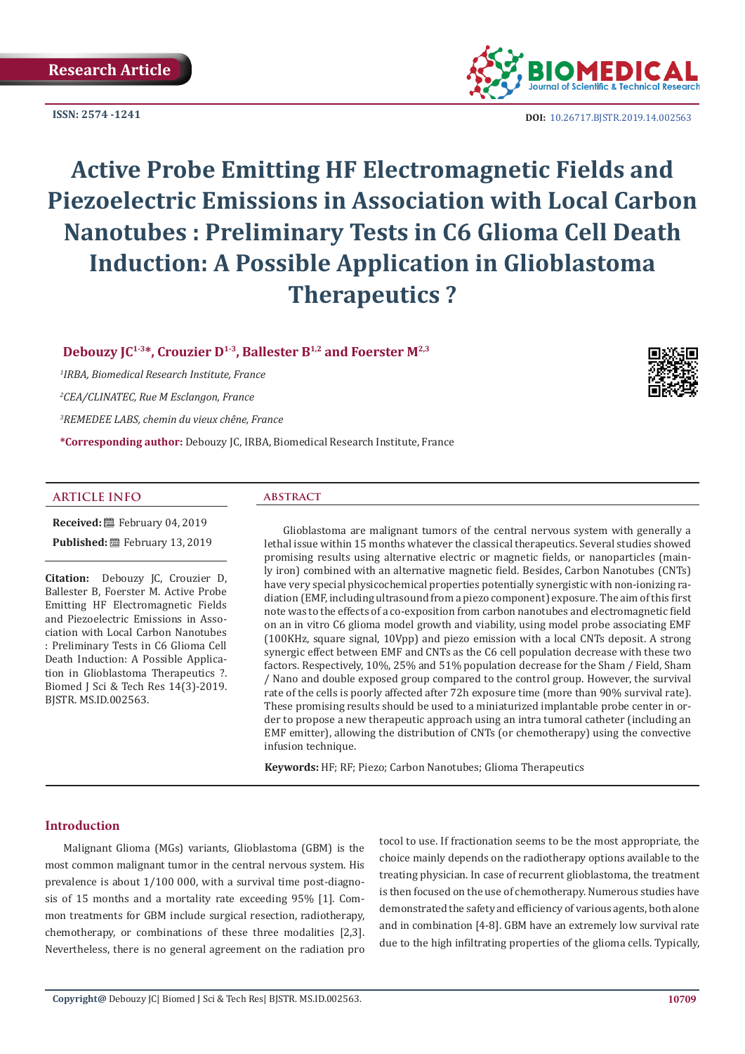Research Article

ISSN: 2574 -1241

DOI: 10.26717.BJSTR.2019.14.002563

# Active Probe Emitting HF Electromagnetic Fields and Piezoelectric Emissions in Association with Local Carbon Nanotubes : Preliminary Tests in C6 Glioma Cell Death Induction: A Possible Application in Glioblastoma Therapeutics ?

**Debouzy JC[1-3]*, Crouzier D[1-3], Ballester B[1,2] and Foerster M[2,3]**

[1]*IRBA, Biomedical Research Institute, France*

[2]*CEA/CLINATEC, Rue M Esclangon, France*

[3]*REMEDEE LABS, chemin du vieux chêne, France*

***Corresponding author:** Debouzy JC, IRBA, Biomedical Research Institute, France

## ARTICLE INFO

**Received:** February 04, 2019

**Published:** February 13, 2019

**Citation:** Debouzy JC, Crouzier D, Ballester B, Foerster M. Active Probe Emitting HF Electromagnetic Fields and Piezoelectric Emissions in Association with Local Carbon Nanotubes : Preliminary Tests in C6 Glioma Cell Death Induction: A Possible Application in Glioblastoma Therapeutics ?. Biomed J Sci & Tech Res 14(3)-2019. BJSTR. MS.ID.002563.

## ABSTRACT

Glioblastoma are malignant tumors of the central nervous system with generally a lethal issue within 15 months whatever the classical therapeutics. Several studies showed promising results using alternative electric or magnetic fields, or nanoparticles (mainly iron) combined with an alternative magnetic field. Besides, Carbon Nanotubes (CNTs) have very special physicochemical properties potentially synergistic with non-ionizing radiation (EMF, including ultrasound from a piezo component) exposure. The aim of this first note was to the effects of a co-exposition from carbon nanotubes and electromagnetic field on an in vitro C6 glioma model growth and viability, using model probe associating EMF (100KHz, square signal, 10Vpp) and piezo emission with a local CNTs deposit. A strong synergic effect between EMF and CNTs as the C6 cell population decrease with these two factors. Respectively, 10%, 25% and 51% population decrease for the Sham / Field, Sham / Nano and double exposed group compared to the control group. However, the survival rate of the cells is poorly affected after 72h exposure time (more than 90% survival rate). These promising results should be used to a miniaturized implantable probe center in order to propose a new therapeutic approach using an intra tumoral catheter (including an EMF emitter), allowing the distribution of CNTs (or chemotherapy) using the convective infusion technique.

**Keywords:** HF; RF; Piezo; Carbon Nanotubes; Glioma Therapeutics

## Introduction

Malignant Glioma (MGs) variants, Glioblastoma (GBM) is the most common malignant tumor in the central nervous system. His prevalence is about 1/100 000, with a survival time post-diagnosis of 15 months and a mortality rate exceeding 95% [1]. Common treatments for GBM include surgical resection, radiotherapy, chemotherapy, or combinations of these three modalities [2,3]. Nevertheless, there is no general agreement on the radiation protocol to use. If fractionation seems to be the most appropriate, the choice mainly depends on the radiotherapy options available to the treating physician. In case of recurrent glioblastoma, the treatment is then focused on the use of chemotherapy. Numerous studies have demonstrated the safety and efficiency of various agents, both alone and in combination [4-8]. GBM have an extremely low survival rate due to the high infiltrating properties of the glioma cells. Typically,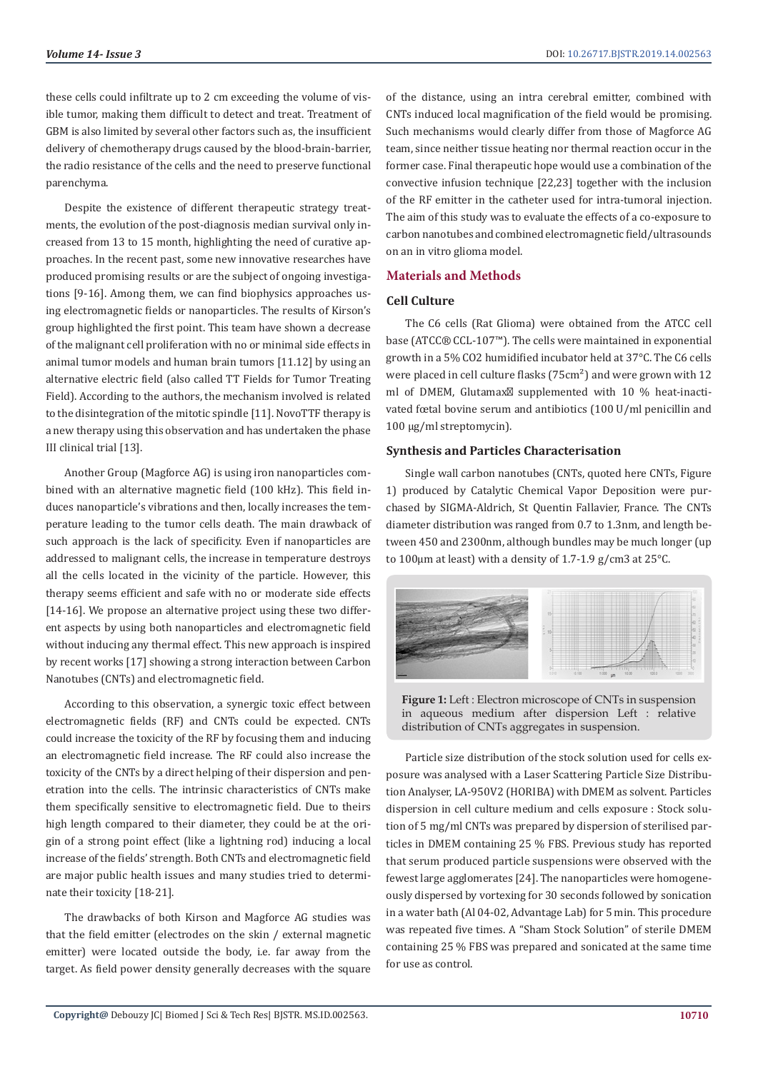these cells could infiltrate up to 2 cm exceeding the volume of visible tumor, making them difficult to detect and treat. Treatment of GBM is also limited by several other factors such as, the insufficient delivery of chemotherapy drugs caused by the blood-brain-barrier, the radio resistance of the cells and the need to preserve functional parenchyma.

Despite the existence of different therapeutic strategy treatments, the evolution of the post-diagnosis median survival only increased from 13 to 15 month, highlighting the need of curative approaches. In the recent past, some new innovative researches have produced promising results or are the subject of ongoing investigations [9-16]. Among them, we can find biophysics approaches using electromagnetic fields or nanoparticles. The results of Kirson's group highlighted the first point. This team have shown a decrease of the malignant cell proliferation with no or minimal side effects in animal tumor models and human brain tumors [11.12] by using an alternative electric field (also called TT Fields for Tumor Treating Field). According to the authors, the mechanism involved is related to the disintegration of the mitotic spindle [11]. NovoTTF therapy is a new therapy using this observation and has undertaken the phase III clinical trial [13].

Another Group (Magforce AG) is using iron nanoparticles combined with an alternative magnetic field (100 kHz). This field induces nanoparticle's vibrations and then, locally increases the temperature leading to the tumor cells death. The main drawback of such approach is the lack of specificity. Even if nanoparticles are addressed to malignant cells, the increase in temperature destroys all the cells located in the vicinity of the particle. However, this therapy seems efficient and safe with no or moderate side effects [14-16]. We propose an alternative project using these two different aspects by using both nanoparticles and electromagnetic field without inducing any thermal effect. This new approach is inspired by recent works [17] showing a strong interaction between Carbon Nanotubes (CNTs) and electromagnetic field.

According to this observation, a synergic toxic effect between electromagnetic fields (RF) and CNTs could be expected. CNTs could increase the toxicity of the RF by focusing them and inducing an electromagnetic field increase. The RF could also increase the toxicity of the CNTs by a direct helping of their dispersion and penetration into the cells. The intrinsic characteristics of CNTs make them specifically sensitive to electromagnetic field. Due to theirs high length compared to their diameter, they could be at the origin of a strong point effect (like a lightning rod) inducing a local increase of the fields' strength. Both CNTs and electromagnetic field are major public health issues and many studies tried to determinate their toxicity [18-21].

The drawbacks of both Kirson and Magforce AG studies was that the field emitter (electrodes on the skin / external magnetic emitter) were located outside the body, i.e. far away from the target. As field power density generally decreases with the square of the distance, using an intra cerebral emitter, combined with CNTs induced local magnification of the field would be promising. Such mechanisms would clearly differ from those of Magforce AG team, since neither tissue heating nor thermal reaction occur in the former case. Final therapeutic hope would use a combination of the convective infusion technique [22,23] together with the inclusion of the RF emitter in the catheter used for intra-tumoral injection. The aim of this study was to evaluate the effects of a co-exposure to carbon nanotubes and combined electromagnetic field/ultrasounds on an in vitro glioma model.

## Materials and Methods

### Cell Culture

The C6 cells (Rat Glioma) were obtained from the ATCC cell base (ATCC® CCL-107™). The cells were maintained in exponential growth in a 5% $CO_2$ humidified incubator held at 37°C. The C6 cells were placed in cell culture flasks (75cm$^2$) and were grown with 12 ml of DMEM, Glutamax supplemented with 10 % heat-inactivated fœtal bovine serum and antibiotics (100 U/ml penicillin and 100 μg/ml streptomycin).

### Synthesis and Particles Characterisation

Single wall carbon nanotubes (CNTs, quoted here CNTs, Figure 1) produced by Catalytic Chemical Vapor Deposition were purchased by SIGMA-Aldrich, St Quentin Fallavier, France. The CNTs diameter distribution was ranged from 0.7 to 1.3nm, and length between 450 and 2300nm, although bundles may be much longer (up to 100μm at least) with a density of 1.7-1.9 g/cm3 at 25°C.

**Figure 1:** Left : Electron microscope of CNTs in suspension in aqueous medium after dispersion Left : relative distribution of CNTs aggregates in suspension.

Particle size distribution of the stock solution used for cells exposure was analysed with a Laser Scattering Particle Size Distribution Analyser, LA-950V2 (HORIBA) with DMEM as solvent. Particles dispersion in cell culture medium and cells exposure : Stock solution of 5 mg/ml CNTs was prepared by dispersion of sterilised particles in DMEM containing 25 % FBS. Previous study has reported that serum produced particle suspensions were observed with the fewest large agglomerates [24]. The nanoparticles were homogeneously dispersed by vortexing for 30 seconds followed by sonication in a water bath (Al 04-02, Advantage Lab) for 5 min. This procedure was repeated five times. A "Sham Stock Solution" of sterile DMEM containing 25 % FBS was prepared and sonicated at the same time for use as control.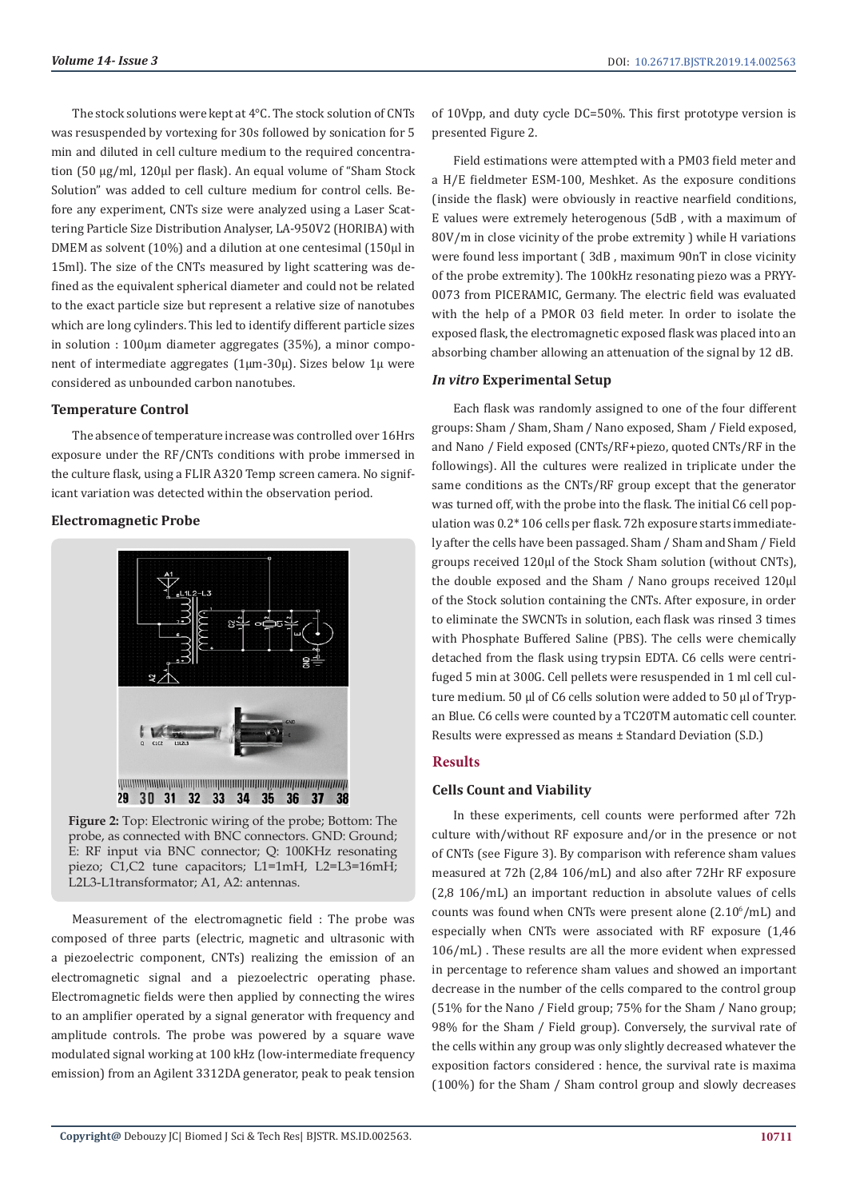The stock solutions were kept at 4°C. The stock solution of CNTs was resuspended by vortexing for 30s followed by sonication for 5 min and diluted in cell culture medium to the required concentration (50 µg/ml, 120µl per flask). An equal volume of "Sham Stock Solution" was added to cell culture medium for control cells. Before any experiment, CNTs size were analyzed using a Laser Scattering Particle Size Distribution Analyser, LA-950V2 (HORIBA) with DMEM as solvent (10%) and a dilution at one centesimal (150µl in 15ml). The size of the CNTs measured by light scattering was defined as the equivalent spherical diameter and could not be related to the exact particle size but represent a relative size of nanotubes which are long cylinders. This led to identify different particle sizes in solution : 100µm diameter aggregates (35%), a minor component of intermediate aggregates (1µm-30µ). Sizes below 1µ were considered as unbounded carbon nanotubes.

### Temperature Control

The absence of temperature increase was controlled over 16Hrs exposure under the RF/CNTs conditions with probe immersed in the culture flask, using a FLIR A320 Temp screen camera. No significant variation was detected within the observation period.

### Electromagnetic Probe

**Figure 2:** Top: Electronic wiring of the probe; Bottom: The probe, as connected with BNC connectors. GND: Ground; E: RF input via BNC connector; Q: 100KHz resonating piezo; C1,C2 tune capacitors; L1=1mH, L2=L3=16mH; L2L3-L1transformator; A1, A2: antennas.

Measurement of the electromagnetic field : The probe was composed of three parts (electric, magnetic and ultrasonic with a piezoelectric component, CNTs) realizing the emission of an electromagnetic signal and a piezoelectric operating phase. Electromagnetic fields were then applied by connecting the wires to an amplifier operated by a signal generator with frequency and amplitude controls. The probe was powered by a square wave modulated signal working at 100 kHz (low-intermediate frequency emission) from an Agilent 3312DA generator, peak to peak tension of 10Vpp, and duty cycle DC=50%. This first prototype version is presented Figure 2.

Field estimations were attempted with a PM03 field meter and a H/E fieldmeter ESM-100, Meshket. As the exposure conditions (inside the flask) were obviously in reactive nearfield conditions, E values were extremely heterogenous (5dB , with a maximum of 80V/m in close vicinity of the probe extremity ) while H variations were found less important ( 3dB , maximum 90nT in close vicinity of the probe extremity). The 100kHz resonating piezo was a PRYY-0073 from PICERAMIC, Germany. The electric field was evaluated with the help of a PMOR 03 field meter. In order to isolate the exposed flask, the electromagnetic exposed flask was placed into an absorbing chamber allowing an attenuation of the signal by 12 dB.

### *In vitro* Experimental Setup

Each flask was randomly assigned to one of the four different groups: Sham / Sham, Sham / Nano exposed, Sham / Field exposed, and Nano / Field exposed (CNTs/RF+piezo, quoted CNTs/RF in the followings). All the cultures were realized in triplicate under the same conditions as the CNTs/RF group except that the generator was turned off, with the probe into the flask. The initial C6 cell population was 0.2* 106 cells per flask. 72h exposure starts immediately after the cells have been passaged. Sham / Sham and Sham / Field groups received 120µl of the Stock Sham solution (without CNTs), the double exposed and the Sham / Nano groups received 120µl of the Stock solution containing the CNTs. After exposure, in order to eliminate the SWCNTs in solution, each flask was rinsed 3 times with Phosphate Buffered Saline (PBS). The cells were chemically detached from the flask using trypsin EDTA. C6 cells were centrifuged 5 min at 300G. Cell pellets were resuspended in 1 ml cell culture medium. 50 µl of C6 cells solution were added to 50 µl of Trypan Blue. C6 cells were counted by a TC20TM automatic cell counter. Results were expressed as means ± Standard Deviation (S.D.)

## Results

### Cells Count and Viability

In these experiments, cell counts were performed after 72h culture with/without RF exposure and/or in the presence or not of CNTs (see Figure 3). By comparison with reference sham values measured at 72h (2,84 106/mL) and also after 72Hr RF exposure (2,8 106/mL) an important reduction in absolute values of cells counts was found when CNTs were present alone ($2.10^6$/mL) and especially when CNTs were associated with RF exposure (1,46 106/mL) . These results are all the more evident when expressed in percentage to reference sham values and showed an important decrease in the number of the cells compared to the control group (51% for the Nano / Field group; 75% for the Sham / Nano group; 98% for the Sham / Field group). Conversely, the survival rate of the cells within any group was only slightly decreased whatever the exposition factors considered : hence, the survival rate is maxima (100%) for the Sham / Sham control group and slowly decreases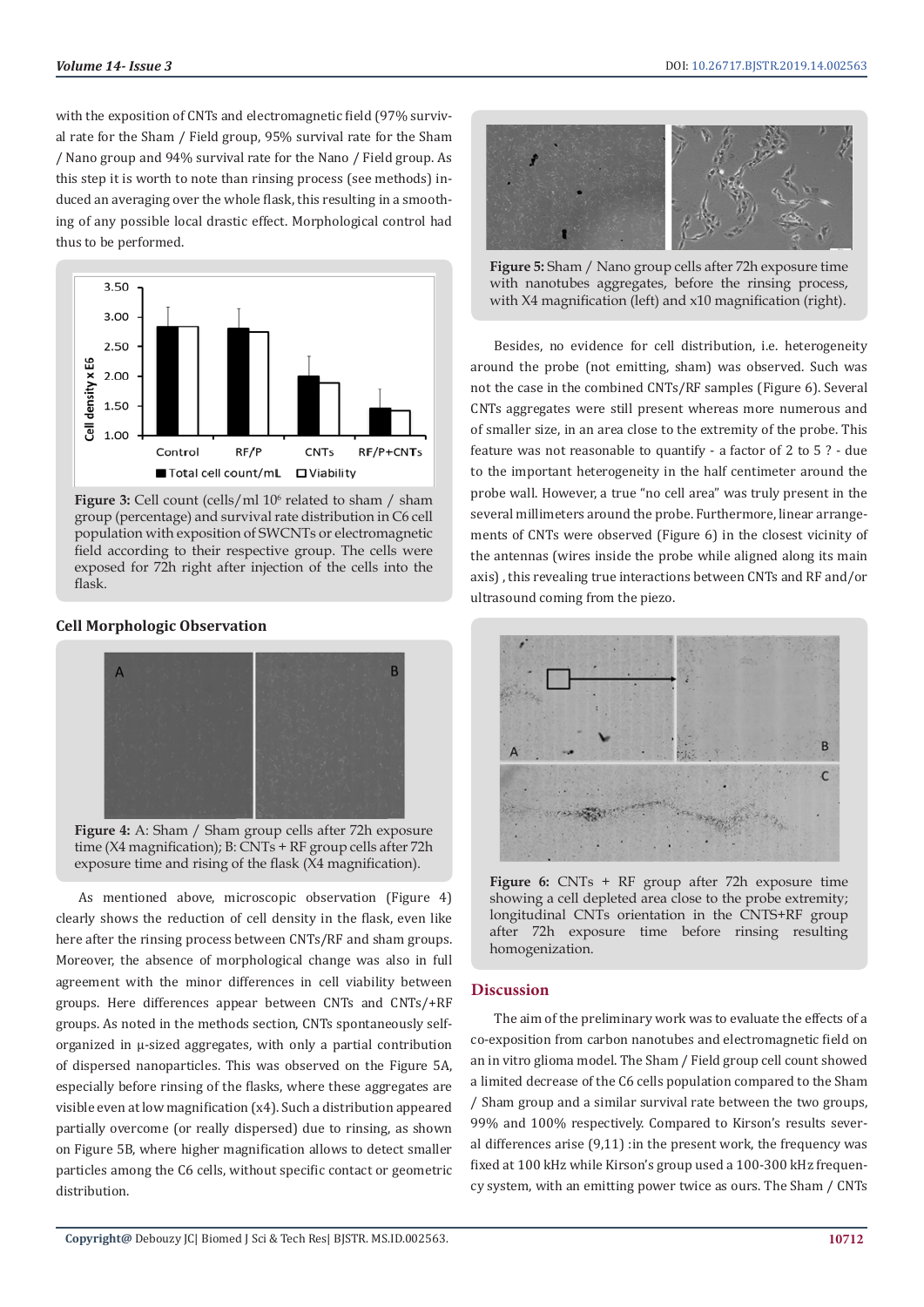with the exposition of CNTs and electromagnetic field (97% survival rate for the Sham / Field group, 95% survival rate for the Sham / Nano group and 94% survival rate for the Nano / Field group. As this step it is worth to note than rinsing process (see methods) induced an averaging over the whole flask, this resulting in a smoothing of any possible local drastic effect. Morphological control had thus to be performed.

**Figure 3:** Cell count (cells/ml $10^6$ related to sham / sham group (percentage) and survival rate distribution in C6 cell population with exposition of SWCNTs or electromagnetic field according to their respective group. The cells were exposed for 72h right after injection of the cells into the flask.

### Cell Morphologic Observation

**Figure 4:** A: Sham / Sham group cells after 72h exposure time (X4 magnification); B: CNTs + RF group cells after 72h exposure time and rising of the flask (X4 magnification).

As mentioned above, microscopic observation (Figure 4) clearly shows the reduction of cell density in the flask, even like here after the rinsing process between CNTs/RF and sham groups. Moreover, the absence of morphological change was also in full agreement with the minor differences in cell viability between groups. Here differences appear between CNTs and CNTs/+RF groups. As noted in the methods section, CNTs spontaneously self-organized in µ-sized aggregates, with only a partial contribution of dispersed nanoparticles. This was observed on the Figure 5A, especially before rinsing of the flasks, where these aggregates are visible even at low magnification (x4). Such a distribution appeared partially overcome (or really dispersed) due to rinsing, as shown on Figure 5B, where higher magnification allows to detect smaller particles among the C6 cells, without specific contact or geometric distribution.

**Figure 5:** Sham / Nano group cells after 72h exposure time with nanotubes aggregates, before the rinsing process, with X4 magnification (left) and x10 magnification (right).

Besides, no evidence for cell distribution, i.e. heterogeneity around the probe (not emitting, sham) was observed. Such was not the case in the combined CNTs/RF samples (Figure 6). Several CNTs aggregates were still present whereas more numerous and of smaller size, in an area close to the extremity of the probe. This feature was not reasonable to quantify - a factor of 2 to 5 ? - due to the important heterogeneity in the half centimeter around the probe wall. However, a true "no cell area" was truly present in the several millimeters around the probe. Furthermore, linear arrangements of CNTs were observed (Figure 6) in the closest vicinity of the antennas (wires inside the probe while aligned along its main axis) , this revealing true interactions between CNTs and RF and/or ultrasound coming from the piezo.

**Figure 6:** CNTs + RF group after 72h exposure time showing a cell depleted area close to the probe extremity; longitudinal CNTs orientation in the CNTS+RF group after 72h exposure time before rinsing resulting homogenization.

## Discussion

The aim of the preliminary work was to evaluate the effects of a co-exposition from carbon nanotubes and electromagnetic field on an in vitro glioma model. The Sham / Field group cell count showed a limited decrease of the C6 cells population compared to the Sham / Sham group and a similar survival rate between the two groups, 99% and 100% respectively. Compared to Kirson's results several differences arise (9,11) :in the present work, the frequency was fixed at 100 kHz while Kirson's group used a 100-300 kHz frequency system, with an emitting power twice as ours. The Sham / CNTs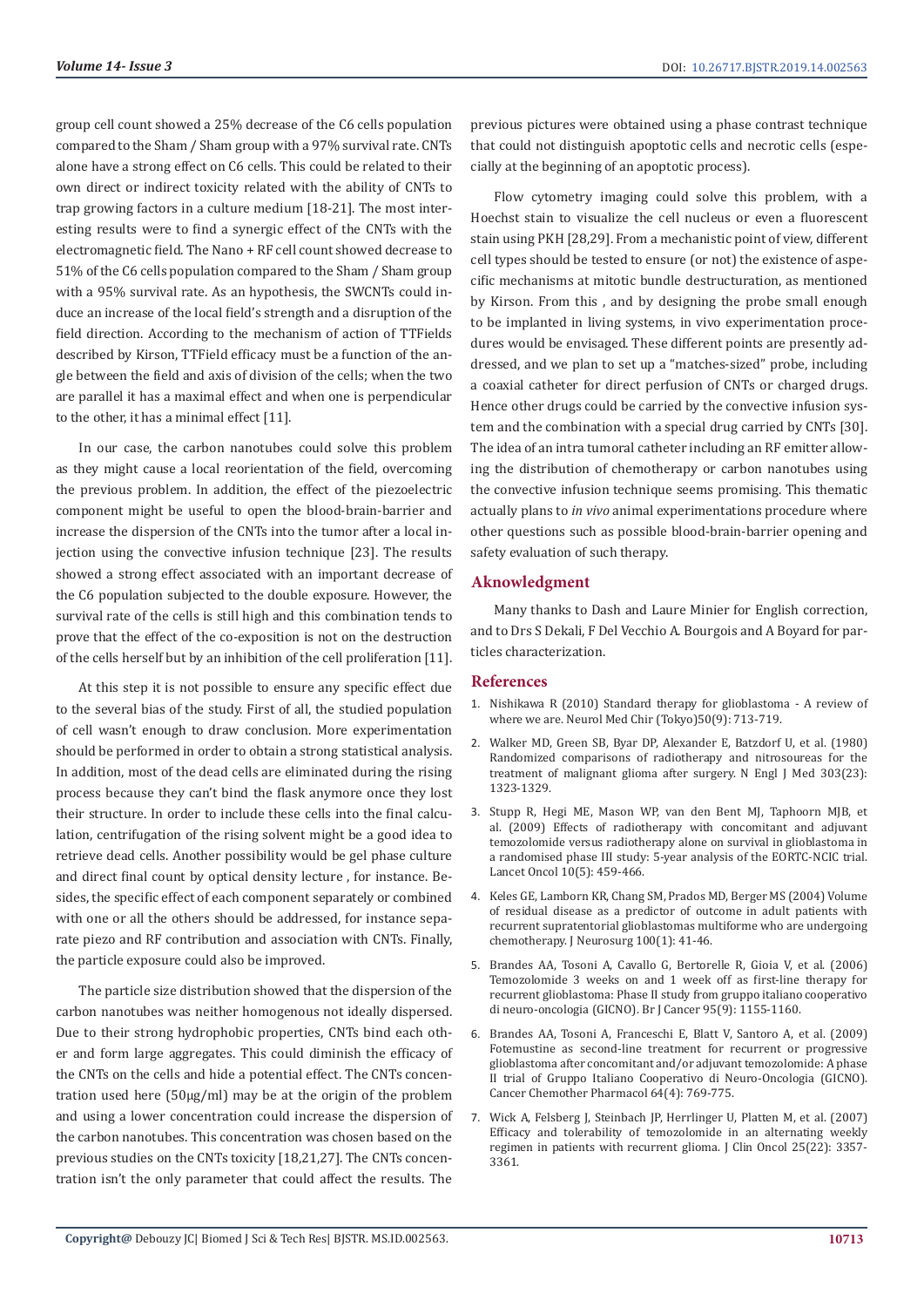group cell count showed a 25% decrease of the C6 cells population compared to the Sham / Sham group with a 97% survival rate. CNTs alone have a strong effect on C6 cells. This could be related to their own direct or indirect toxicity related with the ability of CNTs to trap growing factors in a culture medium [18-21]. The most interesting results were to find a synergic effect of the CNTs with the electromagnetic field. The Nano + RF cell count showed decrease to 51% of the C6 cells population compared to the Sham / Sham group with a 95% survival rate. As an hypothesis, the SWCNTs could induce an increase of the local field's strength and a disruption of the field direction. According to the mechanism of action of TTFields described by Kirson, TTField efficacy must be a function of the angle between the field and axis of division of the cells; when the two are parallel it has a maximal effect and when one is perpendicular to the other, it has a minimal effect [11].

In our case, the carbon nanotubes could solve this problem as they might cause a local reorientation of the field, overcoming the previous problem. In addition, the effect of the piezoelectric component might be useful to open the blood-brain-barrier and increase the dispersion of the CNTs into the tumor after a local injection using the convective infusion technique [23]. The results showed a strong effect associated with an important decrease of the C6 population subjected to the double exposure. However, the survival rate of the cells is still high and this combination tends to prove that the effect of the co-exposition is not on the destruction of the cells herself but by an inhibition of the cell proliferation [11].

At this step it is not possible to ensure any specific effect due to the several bias of the study. First of all, the studied population of cell wasn't enough to draw conclusion. More experimentation should be performed in order to obtain a strong statistical analysis. In addition, most of the dead cells are eliminated during the rising process because they can't bind the flask anymore once they lost their structure. In order to include these cells into the final calculation, centrifugation of the rising solvent might be a good idea to retrieve dead cells. Another possibility would be gel phase culture and direct final count by optical density lecture , for instance. Besides, the specific effect of each component separately or combined with one or all the others should be addressed, for instance separate piezo and RF contribution and association with CNTs. Finally, the particle exposure could also be improved.

The particle size distribution showed that the dispersion of the carbon nanotubes was neither homogenous not ideally dispersed. Due to their strong hydrophobic properties, CNTs bind each other and form large aggregates. This could diminish the efficacy of the CNTs on the cells and hide a potential effect. The CNTs concentration used here (50µg/ml) may be at the origin of the problem and using a lower concentration could increase the dispersion of the carbon nanotubes. This concentration was chosen based on the previous studies on the CNTs toxicity [18,21,27]. The CNTs concentration isn't the only parameter that could affect the results. The previous pictures were obtained using a phase contrast technique that could not distinguish apoptotic cells and necrotic cells (especially at the beginning of an apoptotic process).

Flow cytometry imaging could solve this problem, with a Hoechst stain to visualize the cell nucleus or even a fluorescent stain using PKH [28,29]. From a mechanistic point of view, different cell types should be tested to ensure (or not) the existence of aspecific mechanisms at mitotic bundle destructuration, as mentioned by Kirson. From this , and by designing the probe small enough to be implanted in living systems, in vivo experimentation procedures would be envisaged. These different points are presently addressed, and we plan to set up a "matches-sized" probe, including a coaxial catheter for direct perfusion of CNTs or charged drugs. Hence other drugs could be carried by the convective infusion system and the combination with a special drug carried by CNTs [30]. The idea of an intra tumoral catheter including an RF emitter allowing the distribution of chemotherapy or carbon nanotubes using the convective infusion technique seems promising. This thematic actually plans to *in vivo* animal experimentations procedure where other questions such as possible blood-brain-barrier opening and safety evaluation of such therapy.

## Aknowledgment

Many thanks to Dash and Laure Minier for English correction, and to Drs S Dekali, F Del Vecchio A. Bourgois and A Boyard for particles characterization.

## References

1. Nishikawa R (2010) Standard therapy for glioblastoma - A review of where we are. Neurol Med Chir (Tokyo)50(9): 713-719.
2. Walker MD, Green SB, Byar DP, Alexander E, Batzdorf U, et al. (1980) Randomized comparisons of radiotherapy and nitrosoureas for the treatment of malignant glioma after surgery. N Engl J Med 303(23): 1323-1329.
3. Stupp R, Hegi ME, Mason WP, van den Bent MJ, Taphoorn MJB, et al. (2009) Effects of radiotherapy with concomitant and adjuvant temozolomide versus radiotherapy alone on survival in glioblastoma in a randomised phase III study: 5-year analysis of the EORTC-NCIC trial. Lancet Oncol 10(5): 459-466.
4. Keles GE, Lamborn KR, Chang SM, Prados MD, Berger MS (2004) Volume of residual disease as a predictor of outcome in adult patients with recurrent supratentorial glioblastomas multiforme who are undergoing chemotherapy. J Neurosurg 100(1): 41-46.
5. Brandes AA, Tosoni A, Cavallo G, Bertorelle R, Gioia V, et al. (2006) Temozolomide 3 weeks on and 1 week off as first-line therapy for recurrent glioblastoma: Phase II study from gruppo italiano cooperativo di neuro-oncologia (GICNO). Br J Cancer 95(9): 1155-1160.
6. Brandes AA, Tosoni A, Franceschi E, Blatt V, Santoro A, et al. (2009) Fotemustine as second-line treatment for recurrent or progressive glioblastoma after concomitant and/or adjuvant temozolomide: A phase II trial of Gruppo Italiano Cooperativo di Neuro-Oncologia (GICNO). Cancer Chemother Pharmacol 64(4): 769-775.
7. Wick A, Felsberg J, Steinbach JP, Herrlinger U, Platten M, et al. (2007) Efficacy and tolerability of temozolomide in an alternating weekly regimen in patients with recurrent glioma. J Clin Oncol 25(22): 3357-3361.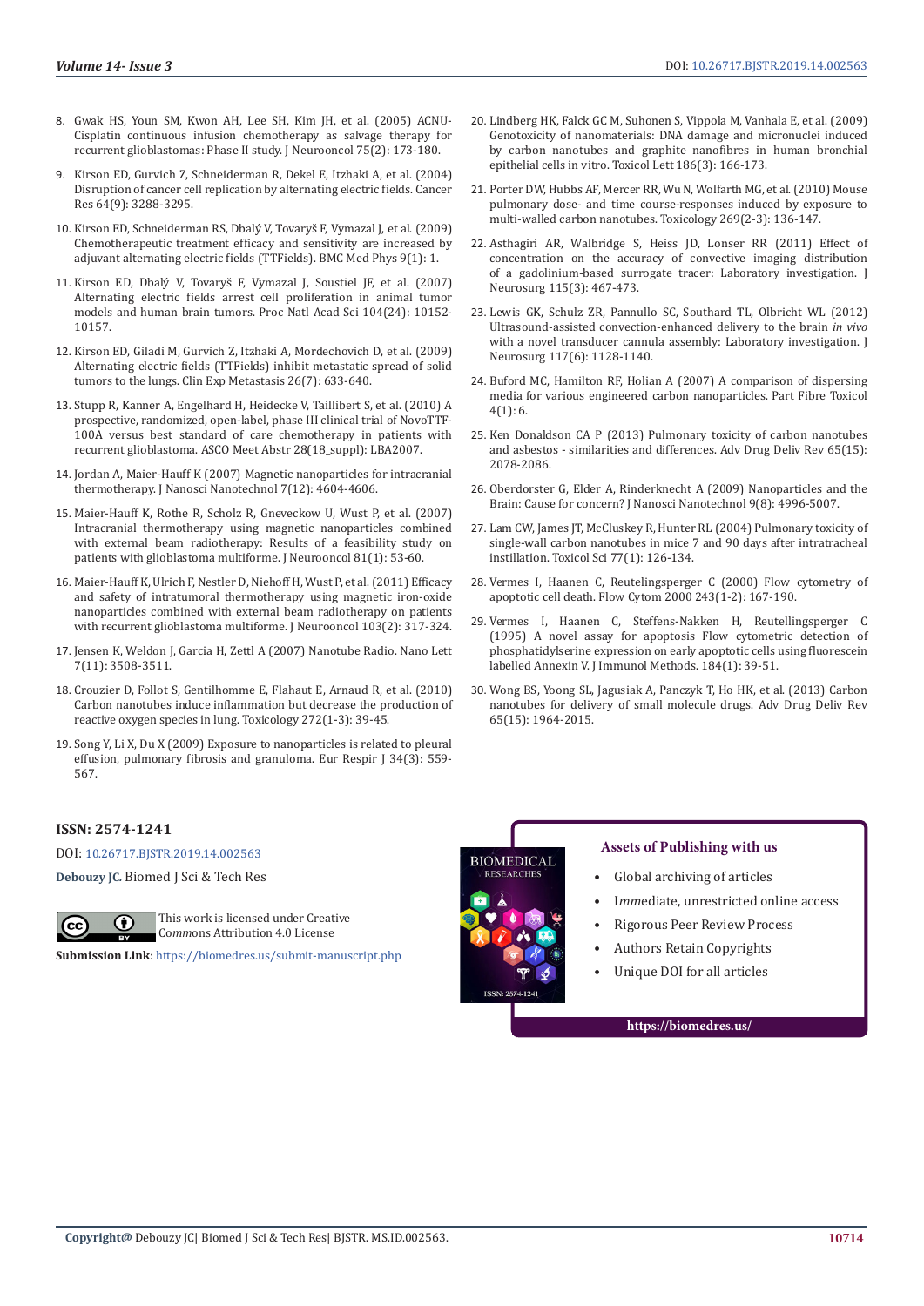8. Gwak HS, Youn SM, Kwon AH, Lee SH, Kim JH, et al. (2005) ACNU-Cisplatin continuous infusion chemotherapy as salvage therapy for recurrent glioblastomas: Phase II study. J Neurooncol 75(2): 173-180.
9. Kirson ED, Gurvich Z, Schneiderman R, Dekel E, Itzhaki A, et al. (2004) Disruption of cancer cell replication by alternating electric fields. Cancer Res 64(9): 3288-3295.
10. Kirson ED, Schneiderman RS, Dbalý V, Tovaryš F, Vymazal J, et al. (2009) Chemotherapeutic treatment efficacy and sensitivity are increased by adjuvant alternating electric fields (TTFields). BMC Med Phys 9(1): 1.
11. Kirson ED, Dbalý V, Tovaryš F, Vymazal J, Soustiel JF, et al. (2007) Alternating electric fields arrest cell proliferation in animal tumor models and human brain tumors. Proc Natl Acad Sci 104(24): 10152-10157.
12. Kirson ED, Giladi M, Gurvich Z, Itzhaki A, Mordechovich D, et al. (2009) Alternating electric fields (TTFields) inhibit metastatic spread of solid tumors to the lungs. Clin Exp Metastasis 26(7): 633-640.
13. Stupp R, Kanner A, Engelhard H, Heidecke V, Taillibert S, et al. (2010) A prospective, randomized, open-label, phase III clinical trial of NovoTTF-100A versus best standard of care chemotherapy in patients with recurrent glioblastoma. ASCO Meet Abstr 28(18_suppl): LBA2007.
14. Jordan A, Maier-Hauff K (2007) Magnetic nanoparticles for intracranial thermotherapy. J Nanosci Nanotechnol 7(12): 4604-4606.
15. Maier-Hauff K, Rothe R, Scholz R, Gneveckow U, Wust P, et al. (2007) Intracranial thermotherapy using magnetic nanoparticles combined with external beam radiotherapy: Results of a feasibility study on patients with glioblastoma multiforme. J Neurooncol 81(1): 53-60.
16. Maier-Hauff K, Ulrich F, Nestler D, Niehoff H, Wust P, et al. (2011) Efficacy and safety of intratumoral thermotherapy using magnetic iron-oxide nanoparticles combined with external beam radiotherapy on patients with recurrent glioblastoma multiforme. J Neurooncol 103(2): 317-324.
17. Jensen K, Weldon J, Garcia H, Zettl A (2007) Nanotube Radio. Nano Lett 7(11): 3508-3511.
18. Crouzier D, Follot S, Gentilhomme E, Flahaut E, Arnaud R, et al. (2010) Carbon nanotubes induce inflammation but decrease the production of reactive oxygen species in lung. Toxicology 272(1-3): 39-45.
19. Song Y, Li X, Du X (2009) Exposure to nanoparticles is related to pleural effusion, pulmonary fibrosis and granuloma. Eur Respir J 34(3): 559-567.
20. Lindberg HK, Falck GC M, Suhonen S, Vippola M, Vanhala E, et al. (2009) Genotoxicity of nanomaterials: DNA damage and micronuclei induced by carbon nanotubes and graphite nanofibres in human bronchial epithelial cells in vitro. Toxicol Lett 186(3): 166-173.
21. Porter DW, Hubbs AF, Mercer RR, Wu N, Wolfarth MG, et al. (2010) Mouse pulmonary dose- and time course-responses induced by exposure to multi-walled carbon nanotubes. Toxicology 269(2-3): 136-147.
22. Asthagiri AR, Walbridge S, Heiss JD, Lonser RR (2011) Effect of concentration on the accuracy of convective imaging distribution of a gadolinium-based surrogate tracer: Laboratory investigation. J Neurosurg 115(3): 467-473.
23. Lewis GK, Schulz ZR, Pannullo SC, Southard TL, Olbricht WL (2012) Ultrasound-assisted convection-enhanced delivery to the brain *in vivo* with a novel transducer cannula assembly: Laboratory investigation. J Neurosurg 117(6): 1128-1140.
24. Buford MC, Hamilton RF, Holian A (2007) A comparison of dispersing media for various engineered carbon nanoparticles. Part Fibre Toxicol 4(1): 6.
25. Ken Donaldson CA P (2013) Pulmonary toxicity of carbon nanotubes and asbestos - similarities and differences. Adv Drug Deliv Rev 65(15): 2078-2086.
26. Oberdorster G, Elder A, Rinderknecht A (2009) Nanoparticles and the Brain: Cause for concern? J Nanosci Nanotechnol 9(8): 4996-5007.
27. Lam CW, James JT, McCluskey R, Hunter RL (2004) Pulmonary toxicity of single-wall carbon nanotubes in mice 7 and 90 days after intratracheal instillation. Toxicol Sci 77(1): 126-134.
28. Vermes I, Haanen C, Reutelingsperger C (2000) Flow cytometry of apoptotic cell death. Flow Cytom 2000 243(1-2): 167-190.
29. Vermes I, Haanen C, Steffens-Nakken H, Reutellingsperger C (1995) A novel assay for apoptosis Flow cytometric detection of phosphatidylserine expression on early apoptotic cells using fluorescein labelled Annexin V. J Immunol Methods. 184(1): 39-51.
30. Wong BS, Yoong SL, Jagusiak A, Panczyk T, Ho HK, et al. (2013) Carbon nanotubes for delivery of small molecule drugs. Adv Drug Deliv Rev 65(15): 1964-2015.

**ISSN: 2574-1241**

DOI: 10.26717.BJSTR.2019.14.002563

**Debouzy JC.** Biomed J Sci & Tech Res

This work is licensed under Creative Commons Attribution 4.0 License

**Submission Link**: https://biomedres.us/submit-manuscript.php

**Assets of Publishing with us**

- Global archiving of articles
- Immediate, unrestricted online access
- Rigorous Peer Review Process
- Authors Retain Copyrights
- Unique DOI for all articles

https://biomedres.us/